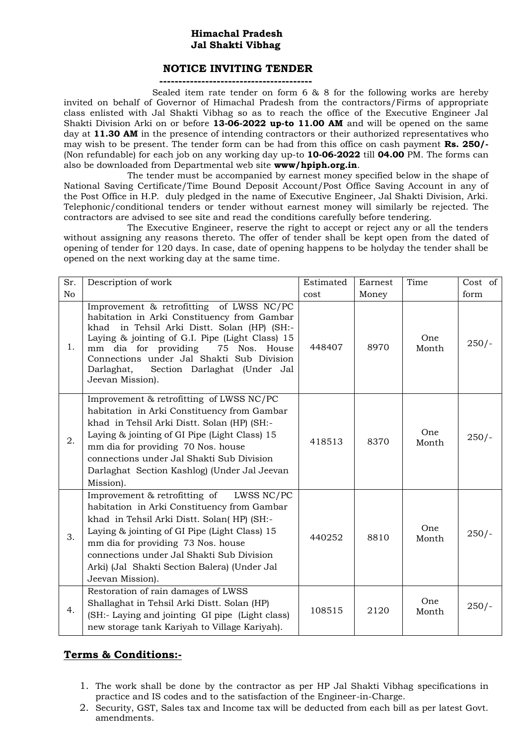**Himachal Pradesh**
**Jal Shakti Vibhag**

## NOTICE INVITING TENDER

----------------------------------------

Sealed item rate tender on form 6 & 8 for the following works are hereby invited on behalf of Governor of Himachal Pradesh from the contractors/Firms of appropriate class enlisted with Jal Shakti Vibhag so as to reach the office of the Executive Engineer Jal Shakti Division Arki on or before **13-06-2022 up-to 11.00 AM** and will be opened on the same day at **11.30 AM** in the presence of intending contractors or their authorized representatives who may wish to be present. The tender form can be had from this office on cash payment **Rs. 250/-** (Non refundable) for each job on any working day up-to **10-06-2022** till **04.00** PM. The forms can also be downloaded from Departmental web site **www/hpiph.org.in**.

The tender must be accompanied by earnest money specified below in the shape of National Saving Certificate/Time Bound Deposit Account/Post Office Saving Account in any of the Post Office in H.P. duly pledged in the name of Executive Engineer, Jal Shakti Division, Arki. Telephonic/conditional tenders or tender without earnest money will similarly be rejected. The contractors are advised to see site and read the conditions carefully before tendering.

The Executive Engineer, reserve the right to accept or reject any or all the tenders without assigning any reasons thereto. The offer of tender shall be kept open from the dated of opening of tender for 120 days. In case, date of opening happens to be holyday the tender shall be opened on the next working day at the same time.

| Sr. No | Description of work | Estimated cost | Earnest Money | Time | Cost of form |
|---|---|---|---|---|---|
| 1. | Improvement & retrofitting of LWSS NC/PC habitation in Arki Constituency from Gambar khad in Tehsil Arki Distt. Solan (HP) (SH:- Laying & jointing of G.I. Pipe (Light Class) 15 mm dia for providing 75 Nos. House Connections under Jal Shakti Sub Division Darlaghat, Section Darlaghat (Under Jal Jeevan Mission). | 448407 | 8970 | One Month | 250/- |
| 2. | Improvement & retrofitting of LWSS NC/PC habitation in Arki Constituency from Gambar khad in Tehsil Arki Distt. Solan (HP) (SH:- Laying & jointing of GI Pipe (Light Class) 15 mm dia for providing 70 Nos. house connections under Jal Shakti Sub Division Darlaghat Section Kashlog) (Under Jal Jeevan Mission). | 418513 | 8370 | One Month | 250/- |
| 3. | Improvement & retrofitting of LWSS NC/PC habitation in Arki Constituency from Gambar khad in Tehsil Arki Distt. Solan( HP) (SH:- Laying & jointing of GI Pipe (Light Class) 15 mm dia for providing 73 Nos. house connections under Jal Shakti Sub Division Arki) (Jal Shakti Section Balera) (Under Jal Jeevan Mission). | 440252 | 8810 | One Month | 250/- |
| 4. | Restoration of rain damages of LWSS Shallaghat in Tehsil Arki Distt. Solan (HP) (SH:- Laying and jointing GI pipe (Light class) new storage tank Kariyah to Village Kariyah). | 108515 | 2120 | One Month | 250/- |

## Terms & Conditions:-

1. The work shall be done by the contractor as per HP Jal Shakti Vibhag specifications in practice and IS codes and to the satisfaction of the Engineer-in-Charge.
2. Security, GST, Sales tax and Income tax will be deducted from each bill as per latest Govt. amendments.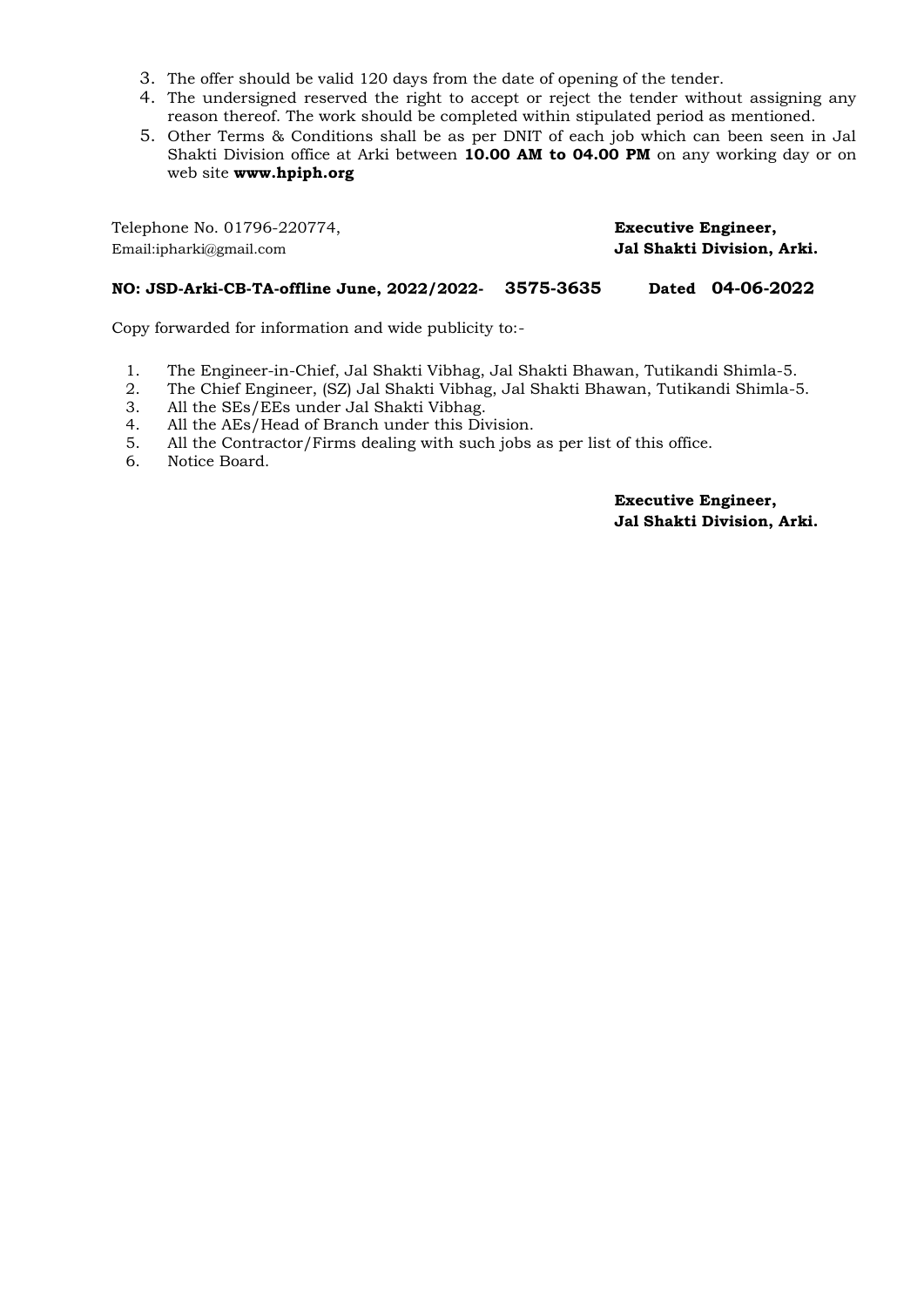3. The offer should be valid 120 days from the date of opening of the tender.
4. The undersigned reserved the right to accept or reject the tender without assigning any reason thereof. The work should be completed within stipulated period as mentioned.
5. Other Terms & Conditions shall be as per DNIT of each job which can been seen in Jal Shakti Division office at Arki between **10.00 AM to 04.00 PM** on any working day or on web site **www.hpiph.org**

Telephone No. 01796-220774,
Email:ipharki@gmail.com

**Executive Engineer,**
**Jal Shakti Division, Arki.**

**NO: JSD-Arki-CB-TA-offline June, 2022/2022- 3575-3635 Dated 04-06-2022**

Copy forwarded for information and wide publicity to:-

1. The Engineer-in-Chief, Jal Shakti Vibhag, Jal Shakti Bhawan, Tutikandi Shimla-5.
2. The Chief Engineer, (SZ) Jal Shakti Vibhag, Jal Shakti Bhawan, Tutikandi Shimla-5.
3. All the SEs/EEs under Jal Shakti Vibhag.
4. All the AEs/Head of Branch under this Division.
5. All the Contractor/Firms dealing with such jobs as per list of this office.
6. Notice Board.

**Executive Engineer,**
**Jal Shakti Division, Arki.**